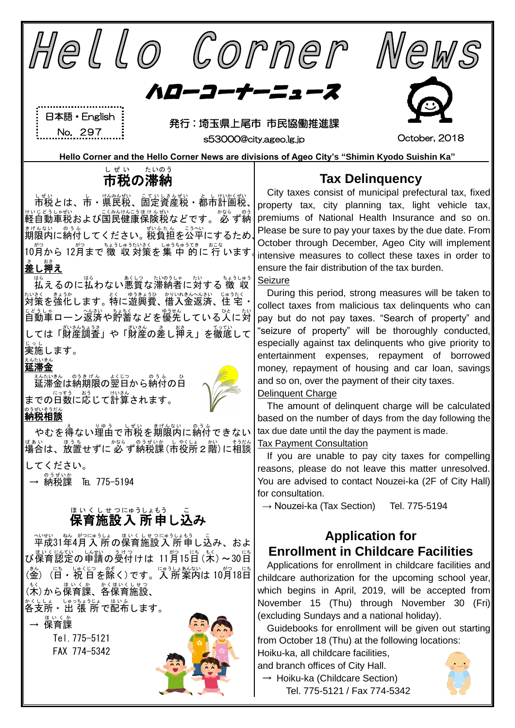# Hello Corner News

## ハローコーナーニュース

日本語・English
No. 297

発行：埼玉県上尾市 市民協働推進課
s53000@city.ageo.lg.jp

October, 2018

**Hello Corner and the Hello Corner News are divisions of Ageo City's "Shimin Kyodo Suishin Ka"**

## 市税の滞納

市税とは、市・県民税、固定資産税・都市計画税、軽自動車税および国民健康保険税などです。必ず納期限内に納付してください。税負担を公平にするため、10月から12月まで徴収対策を集中的に行います。

**差し押え**

払えるのに払わない悪質な滞納者に対する徴収対策を強化します。特に遊興費、借入金返済、住宅・自動車ローン返済や貯蓄などを優先している人に対しては「財産調査」や「財産の差し押え」を徹底して実施します。

**延滞金**

延滞金は納期限の翌日から納付の日までの日数に応じて計算されます。

**納税相談**

やむを得ない理由で市税を期限内に納付できない場合は、放置せずに必ず納税課(市役所2階)に相談してください。

→ 納税課 TEL 775-5194

## Tax Delinquency

City taxes consist of municipal prefectural tax, fixed property tax, city planning tax, light vehicle tax, premiums of National Health Insurance and so on. Please be sure to pay your taxes by the due date. From October through December, Ageo City will implement intensive measures to collect these taxes in order to ensure the fair distribution of the tax burden.

Seizure

During this period, strong measures will be taken to collect taxes from malicious tax delinquents who can pay but do not pay taxes. "Search of property" and "seizure of property" will be thoroughly conducted, especially against tax delinquents who give priority to entertainment expenses, repayment of borrowed money, repayment of housing and car loan, savings and so on, over the payment of their city taxes.

Delinquent Charge

The amount of delinquent charge will be calculated based on the number of days from the day following the tax due date until the day the payment is made.

Tax Payment Consultation

If you are unable to pay city taxes for compelling reasons, please do not leave this matter unresolved. You are advised to contact Nouzei-ka (2F of City Hall) for consultation.

→ Nouzei-ka (Tax Section) Tel. 775-5194

## 保育施設入所申し込み

平成31年4月入所の保育施設入所申し込み、および保育認定の申請の受付けは11月15日(木)～30日(金)(日・祝日を除く)です。入所案内は10月18日(木)から保育課、各保育施設、各支所・出張所で配布します。

→ 保育課
Tel. 775-5121
FAX 774-5342

## Application for Enrollment in Childcare Facilities

Applications for enrollment in childcare facilities and childcare authorization for the upcoming school year, which begins in April, 2019, will be accepted from November 15 (Thu) through November 30 (Fri) (excluding Sundays and a national holiday).

Guidebooks for enrollment will be given out starting from October 18 (Thu) at the following locations:
Hoiku-ka, all childcare facilities,
and branch offices of City Hall.

→ Hoiku-ka (Childcare Section)
Tel. 775-5121 / Fax 774-5342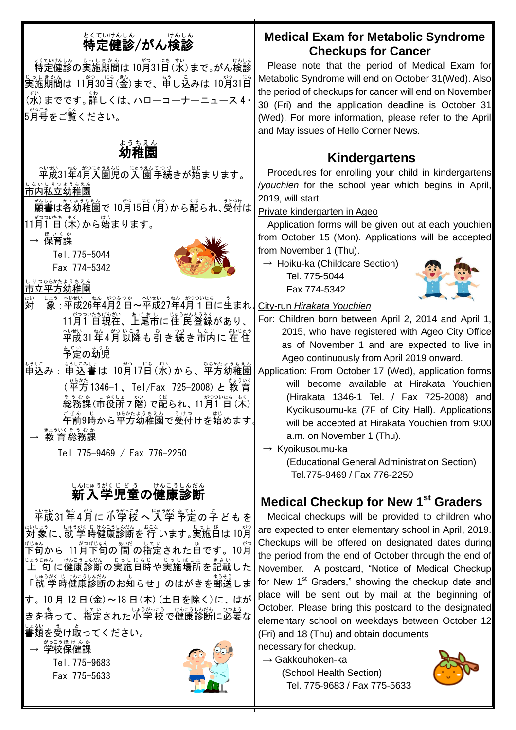## 特定健診/がん検診

特定健診の実施期間は 10月31日（水）まで。がん検診実施期間は 11月30日（金）まで、申し込みは 10月31日（水）までです。詳しくは、ハローコーナーニュース 4・5月号をご覧ください。

## 幼稚園

平成31年4月入園児の入園手続きが始まります。

市内私立幼稚園

願書は各幼稚園で 10月15日（月）から配られ、受付は 11月1日（木）から始まります。

→ 保育課
Tel. 775-5044
Fax 774-5342

市立平方幼稚園

対象：平成26年4月2日～平成27年4月1日に生まれ、11月1日現在、上尾市に住民登録があり、平成31年4月以降も引き続き市内に在住予定の幼児

申込み：申込書は 10月17日（水）から、平方幼稚園（平方 1346-1、Tel/Fax 725-2008）と教育総務課（市役所7階）で配られ、11月1日（木）午前9時から平方幼稚園で受付けを始めます。

→ 教育総務課
Tel. 775-9469 / Fax 776-2250

## 新入学児童の健康診断

平成31年4月に小学校へ入学予定の子どもを対象に、就学時健康診断を行います。実施日は 10月下旬から 11月下旬の間の指定された日です。10月上旬に健康診断の実施日時や実施場所を記載した「就学時健康診断のお知らせ」のはがきを郵送します。10月12日（金）～18日（木）（土日を除く）に、はがきを持って、指定された小学校で健康診断に必要な書類を受け取ってください。

→ 学校保健課
Tel. 775-9683
Fax 775-5633

## Medical Exam for Metabolic Syndrome Checkups for Cancer

Please note that the period of Medical Exam for Metabolic Syndrome will end on October 31(Wed). Also the period of checkups for cancer will end on November 30 (Fri) and the application deadline is October 31 (Wed). For more information, please refer to the April and May issues of Hello Corner News.

## Kindergartens

Procedures for enrolling your child in kindergartens /*youchien* for the school year which begins in April, 2019, will start.

Private kindergarten in Ageo

Application forms will be given out at each youchien from October 15 (Mon). Applications will be accepted from November 1 (Thu).

→ Hoiku-ka (Childcare Section)
Tel. 775-5044
Fax 774-5342

City-run *Hirakata Youchien*

For: Children born between April 2, 2014 and April 1, 2015, who have registered with Ageo City Office as of November 1 and are expected to live in Ageo continuously from April 2019 onward.

Application: From October 17 (Wed), application forms will become available at Hirakata Youchien (Hirakata 1346-1 Tel. / Fax 725-2008) and Kyoikusoumu-ka (7F of City Hall). Applications will be accepted at Hirakata Youchien from 9:00 a.m. on November 1 (Thu).

→ Kyoikusoumu-ka
(Educational General Administration Section)
Tel.775-9469 / Fax 776-2250

## Medical Checkup for New 1st Graders

Medical checkups will be provided to children who are expected to enter elementary school in April, 2019. Checkups will be offered on designated dates during the period from the end of October through the end of November. A postcard, "Notice of Medical Checkup for New 1st Graders," showing the checkup date and place will be sent out by mail at the beginning of October. Please bring this postcard to the designated elementary school on weekdays between October 12 (Fri) and 18 (Thu) and obtain documents necessary for checkup.

→ Gakkouhoken-ka
(School Health Section)
Tel. 775-9683 / Fax 775-5633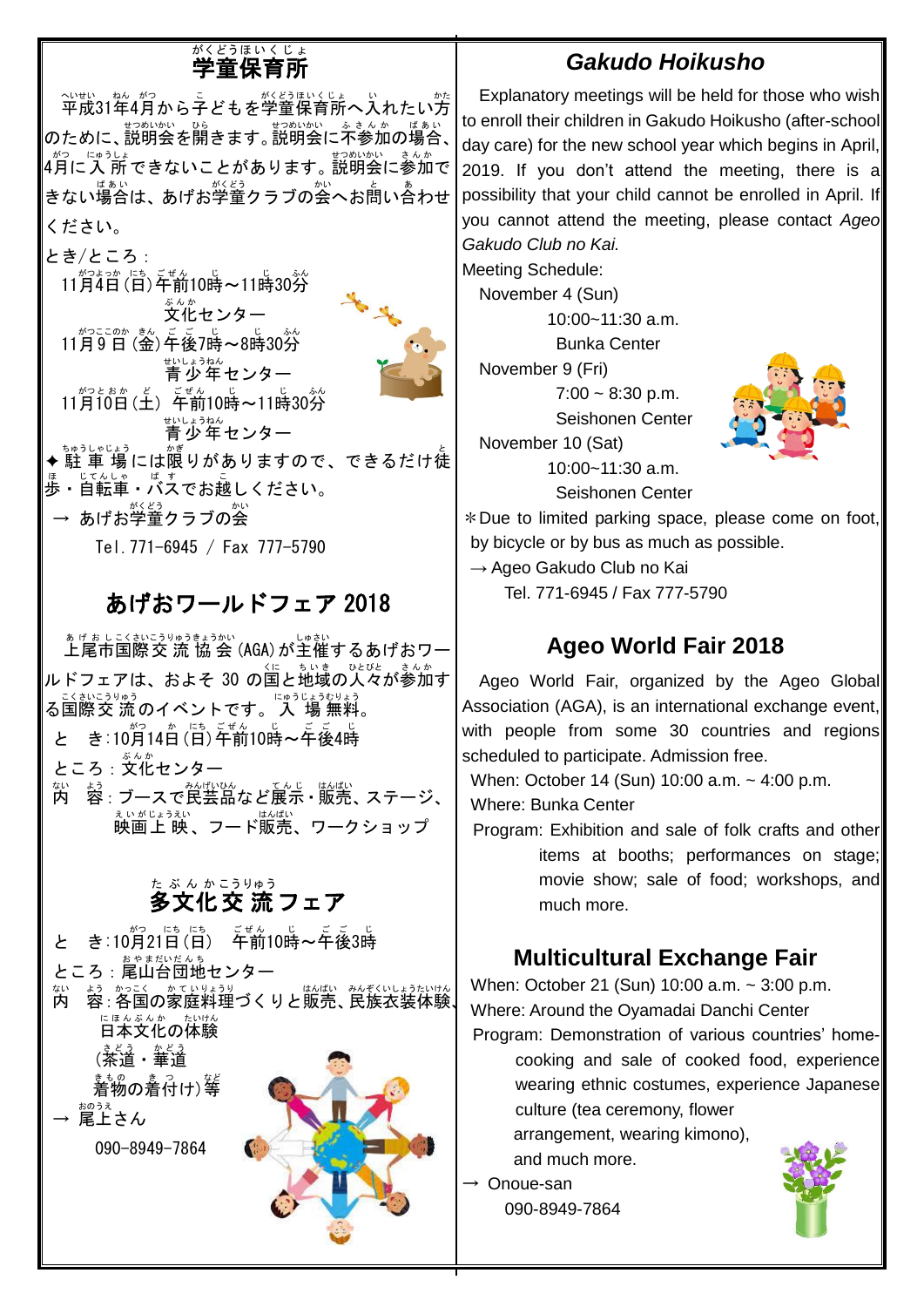# 学童保育所

平成31年4月から子どもを学童保育所へ入れたい方のために、説明会を開きます。説明会に不参加の場合、4月に入所できないことがあります。説明会に参加できない場合は、あげお学童クラブの会へお問い合わせください。

とき/ところ：
- 11月4日（日）午前10時～11時30分
  文化センター
- 11月9日（金）午後7時～8時30分
  青少年センター
- 11月10日（土）午前10時～11時30分
  青少年センター

✦ 駐車場には限りがありますので、できるだけ徒歩・自転車・バスでお越しください。

→ あげお学童クラブの会
Tel. 771-6945 / Fax 777-5790

# あげおワールドフェア 2018

上尾市国際交流協会（AGA）が主催するあげおワールドフェアは、およそ 30 の国と地域の人々が参加する国際交流のイベントです。入場無料。

と　き：10月14日（日）午前10時～午後4時
ところ：文化センター
内　容：ブースで民芸品など展示・販売、ステージ、映画上映、フード販売、ワークショップ

# 多文化交流フェア

と　き：10月21日（日）　午前10時～午後3時
ところ：尾山台団地センター
内　容：各国の家庭料理づくりと販売、民族衣装体験、日本文化の体験（茶道・華道・着物の着付け）等

→ 尾上さん
090-8949-7864

# *Gakudo Hoikusho*

Explanatory meetings will be held for those who wish to enroll their children in Gakudo Hoikusho (after-school day care) for the new school year which begins in April, 2019. If you don't attend the meeting, there is a possibility that your child cannot be enrolled in April. If you cannot attend the meeting, please contact *Ageo Gakudo Club no Kai*.

Meeting Schedule:
- November 4 (Sun)
  10:00~11:30 a.m.
  Bunka Center
- November 9 (Fri)
  7:00 ~ 8:30 p.m.
  Seishonen Center
- November 10 (Sat)
  10:00~11:30 a.m.
  Seishonen Center

＊Due to limited parking space, please come on foot, by bicycle or by bus as much as possible.

→ Ageo Gakudo Club no Kai
Tel. 771-6945 / Fax 777-5790

# Ageo World Fair 2018

Ageo World Fair, organized by the Ageo Global Association (AGA), is an international exchange event, with people from some 30 countries and regions scheduled to participate. Admission free.

When: October 14 (Sun) 10:00 a.m. ~ 4:00 p.m.
Where: Bunka Center
Program: Exhibition and sale of folk crafts and other items at booths; performances on stage; movie show; sale of food; workshops, and much more.

# Multicultural Exchange Fair

When: October 21 (Sun) 10:00 a.m. ~ 3:00 p.m.
Where: Around the Oyamadai Danchi Center
Program: Demonstration of various countries' home-cooking and sale of cooked food, experience wearing ethnic costumes, experience Japanese culture (tea ceremony, flower arrangement, wearing kimono), and much more.

→ Onoue-san
090-8949-7864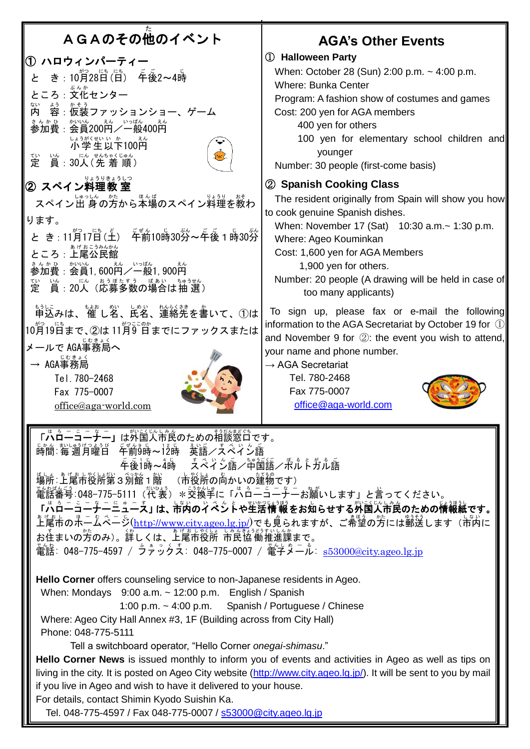# ＡＧＡのその他のイベント

## ① ハロウィンパーティー

と　き：10月28日（日）　午後2～4時
ところ：文化センター
内　容：仮装ファッションショー、ゲーム
参加費：会員200円／一般400円
　　　　小学生以下100円
定　員：30人（先着順）

## ② スペイン料理教室

スペイン出身の方から本場のスペイン料理を教わります。

と　き：11月17日（土）　午前10時30分～午後１時30分
ところ：上尾公民館
参加費：会員1,600円／一般1,900円
定　員：20人（応募多数の場合は抽選）

申込みは、催し名、氏名、連絡先を書いて、①は10月19日まで、②は11月9日までにファックスまたはメールでAGA事務局へ
→ AGA事務局
　Tel.780-2468
　Fax 775-0007
　office@aga-world.com

# AGA's Other Events

## ① Halloween Party

When: October 28 (Sun) 2:00 p.m. ~ 4:00 p.m.
Where: Bunka Center
Program: A fashion show of costumes and games
Cost: 200 yen for AGA members
　400 yen for others
　100 yen for elementary school children and younger
Number: 30 people (first-come basis)

## ② Spanish Cooking Class

The resident originally from Spain will show you how to cook genuine Spanish dishes.

When: November 17 (Sat)　10:30 a.m.~ 1:30 p.m.
Where: Ageo Kouminkan
Cost: 1,600 yen for AGA Members
　1,900 yen for others.
Number: 20 people (A drawing will be held in case of too many applicants)

To sign up, please fax or e-mail the following information to the AGA Secretariat by October 19 for ① and November 9 for ②: the event you wish to attend, your name and phone number.
→ AGA Secretariat
　Tel. 780-2468
　Fax 775-0007
　office@aga-world.com

---

「ハローコーナー」は外国人市民のための相談窓口です。
時間：毎週月曜日　午前9時～12時　英語／スペイン語
　　　　　　　　　午後1時～4時　スペイン語／中国語／ポルトガル語
場所：上尾市役所第３別館１階　（市役所の向かいの建物です）
電話番号：048-775-5111（代表）＊交換手に「ハローコーナーお願いします」と言ってください。
**「ハローコーナーニュース」は、市内のイベントや生活情報をお知らせする外国人市民のための情報紙です。**
上尾市のホームページ(http://www.city.ageo.lg.jp/)でも見られますが、ご希望の方には郵送します（市内にお住まいの方のみ）。詳しくは、上尾市役所 市民協働推進課まで。
電話：048-775-4597 / ファックス：048-775-0007 / 電子メール：s53000@city.ageo.lg.jp

**Hello Corner** offers counseling service to non-Japanese residents in Ageo.
When: Mondays　9:00 a.m. ~ 12:00 p.m.　English / Spanish
　　　　　　　1:00 p.m. ~ 4:00 p.m.　Spanish / Portuguese / Chinese
Where: Ageo City Hall Annex #3, 1F (Building across from City Hall)
Phone: 048-775-5111
　Tell a switchboard operator, "Hello Corner *onegai-shimasu*."
**Hello Corner News** is issued monthly to inform you of events and activities in Ageo as well as tips on living in the city. It is posted on Ageo City website (http://www.city.ageo.lg.jp/). It will be sent to you by mail if you live in Ageo and wish to have it delivered to your house.
For details, contact Shimin Kyodo Suishin Ka.
Tel. 048-775-4597 / Fax 048-775-0007 / s53000@city.ageo.lg.jp